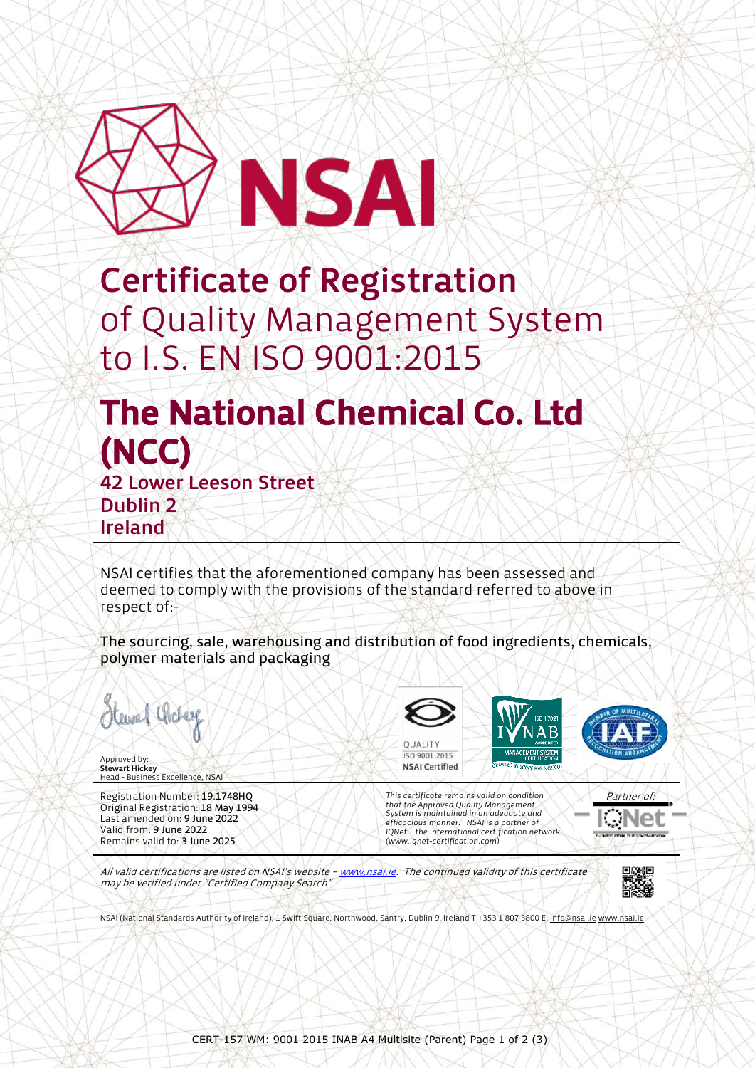# NSAI

# Certificate of Registration
## of Quality Management System to I.S. EN ISO 9001:2015

# The National Chemical Co. Ltd (NCC)

**42 Lower Leeson Street**
**Dublin 2**
**Ireland**

---

NSAI certifies that the aforementioned company has been assessed and deemed to comply with the provisions of the standard referred to above in respect of:-

The sourcing, sale, warehousing and distribution of food ingredients, chemicals, polymer materials and packaging

Approved by:
**Stewart Hickey**
Head - Business Excellence, NSAI

QUALITY
ISO 9001:2015
**NSAI** Certified

Registration Number: 19.1748HQ
Original Registration: 18 May 1994
Last amended on: 9 June 2022
Valid from: 9 June 2022
Remains valid to: 3 June 2025

*This certificate remains valid on condition that the Approved Quality Management System is maintained in an adequate and efficacious manner. NSAI is a partner of IQNet – the international certification network (www.iqnet-certification.com)*

*Partner of:* IQNet

*All valid certifications are listed on NSAI's website – www.nsai.ie. The continued validity of this certificate may be verified under "Certified Company Search"*

NSAI (National Standards Authority of Ireland), 1 Swift Square, Northwood, Santry, Dublin 9, Ireland T +353 1 807 3800 E: info@nsai.ie www.nsai.ie

CERT-157 WM: 9001 2015 INAB A4 Multisite (Parent)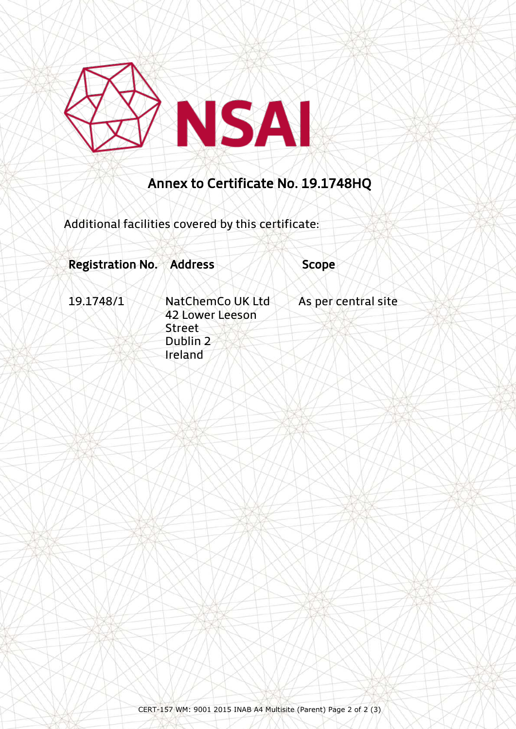# Annex to Certificate No. 19.1748HQ

Additional facilities covered by this certificate:

| Registration No. | Address | Scope |
| --- | --- | --- |
| 19.1748/1 | NatChemCo UK Ltd<br>42 Lower Leeson Street<br>Dublin 2<br>Ireland | As per central site |

CERT-157 WM: 9001 2015 INAB A4 Multisite (Parent)